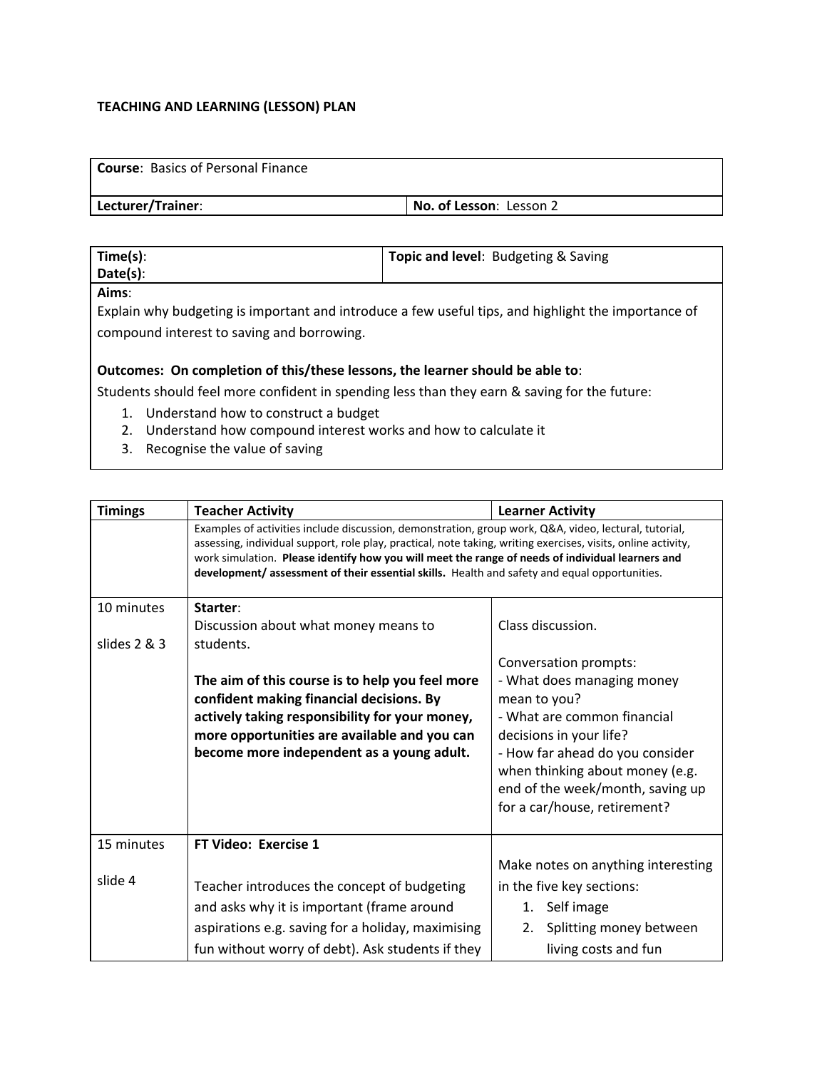# TEACHING AND LEARNING (LESSON) PLAN

| **Course**: Basics of Personal Finance | |
|---|---|
| **Lecturer/Trainer**: | **No. of Lesson**: Lesson 2 |

| **Time(s)**:<br>**Date(s)**: | **Topic and level**: Budgeting & Saving |
|---|---|

**Aims**:

Explain why budgeting is important and introduce a few useful tips, and highlight the importance of compound interest to saving and borrowing.

**Outcomes: On completion of this/these lessons, the learner should be able to**:

Students should feel more confident in spending less than they earn & saving for the future:

1. Understand how to construct a budget
2. Understand how compound interest works and how to calculate it
3. Recognise the value of saving

| **Timings** | **Teacher Activity** | **Learner Activity** |
|---|---|---|
| | Examples of activities include discussion, demonstration, group work, Q&A, video, lectural, tutorial, assessing, individual support, role play, practical, note taking, writing exercises, visits, online activity, work simulation. **Please identify how you will meet the range of needs of individual learners and development/ assessment of their essential skills.** Health and safety and equal opportunities. | |
| 10 minutes<br><br>slides 2 & 3 | **Starter**:<br>Discussion about what money means to students.<br><br>**The aim of this course is to help you feel more confident making financial decisions. By actively taking responsibility for your money, more opportunities are available and you can become more independent as a young adult.** | Class discussion.<br><br>Conversation prompts:<br>- What does managing money mean to you?<br>- What are common financial decisions in your life?<br>- How far ahead do you consider when thinking about money (e.g. end of the week/month, saving up for a car/house, retirement? |
| 15 minutes<br><br>slide 4 | **FT Video: Exercise 1**<br><br>Teacher introduces the concept of budgeting and asks why it is important (frame around aspirations e.g. saving for a holiday, maximising fun without worry of debt). Ask students if they | Make notes on anything interesting in the five key sections:<br>1. Self image<br>2. Splitting money between living costs and fun |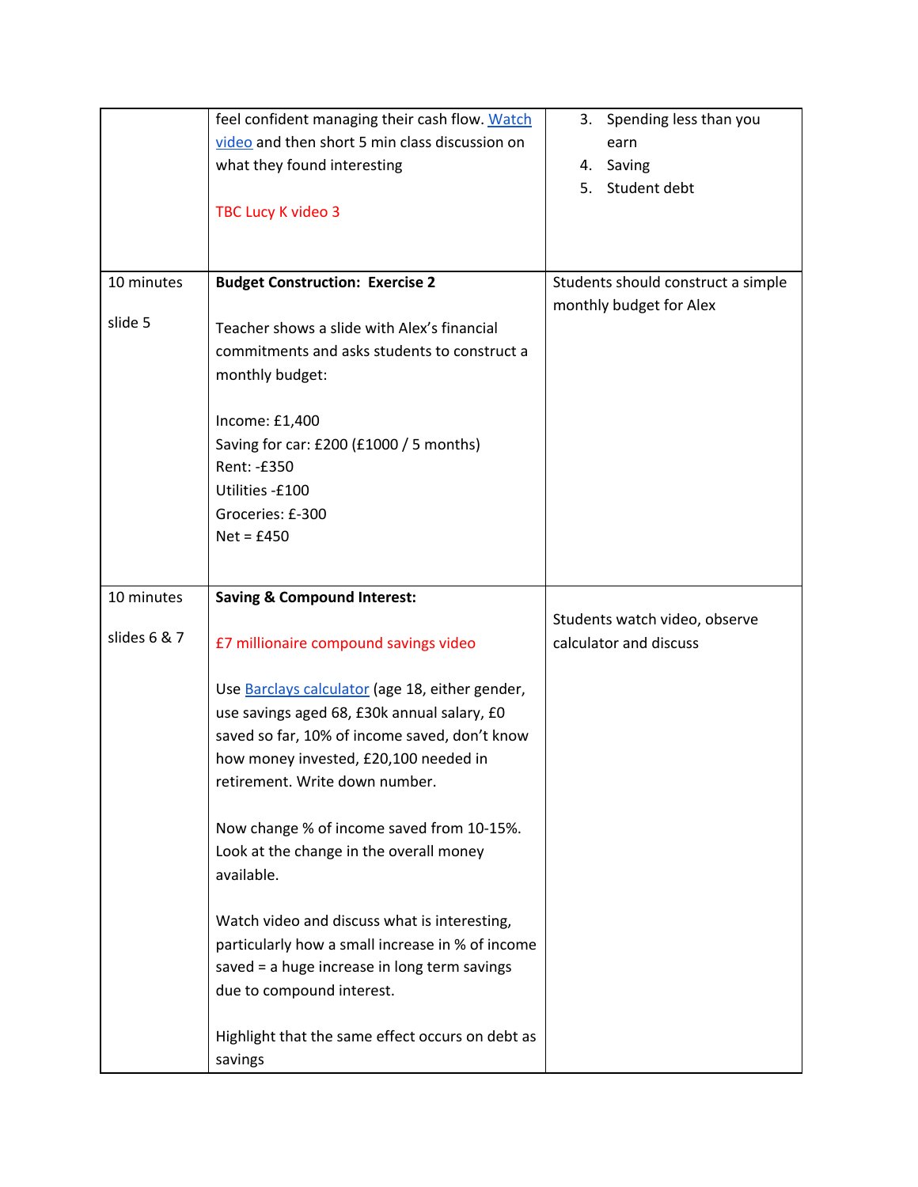| | | |
|---|---|---|
| | feel confident managing their cash flow. Watch video and then short 5 min class discussion on what they found interesting<br><br>TBC Lucy K video 3 | 3. Spending less than you earn<br>4. Saving<br>5. Student debt |
| 10 minutes<br><br>slide 5 | **Budget Construction: Exercise 2**<br><br>Teacher shows a slide with Alex's financial commitments and asks students to construct a monthly budget:<br><br>Income: £1,400<br>Saving for car: £200 (£1000 / 5 months)<br>Rent: -£350<br>Utilities -£100<br>Groceries: £-300<br>Net = £450 | Students should construct a simple monthly budget for Alex |
| 10 minutes<br><br>slides 6 & 7 | **Saving & Compound Interest:**<br><br>£7 millionaire compound savings video<br><br>Use Barclays calculator (age 18, either gender, use savings aged 68, £30k annual salary, £0 saved so far, 10% of income saved, don't know how money invested, £20,100 needed in retirement. Write down number.<br><br>Now change % of income saved from 10-15%. Look at the change in the overall money available.<br><br>Watch video and discuss what is interesting, particularly how a small increase in % of income saved = a huge increase in long term savings due to compound interest.<br><br>Highlight that the same effect occurs on debt as savings | Students watch video, observe calculator and discuss |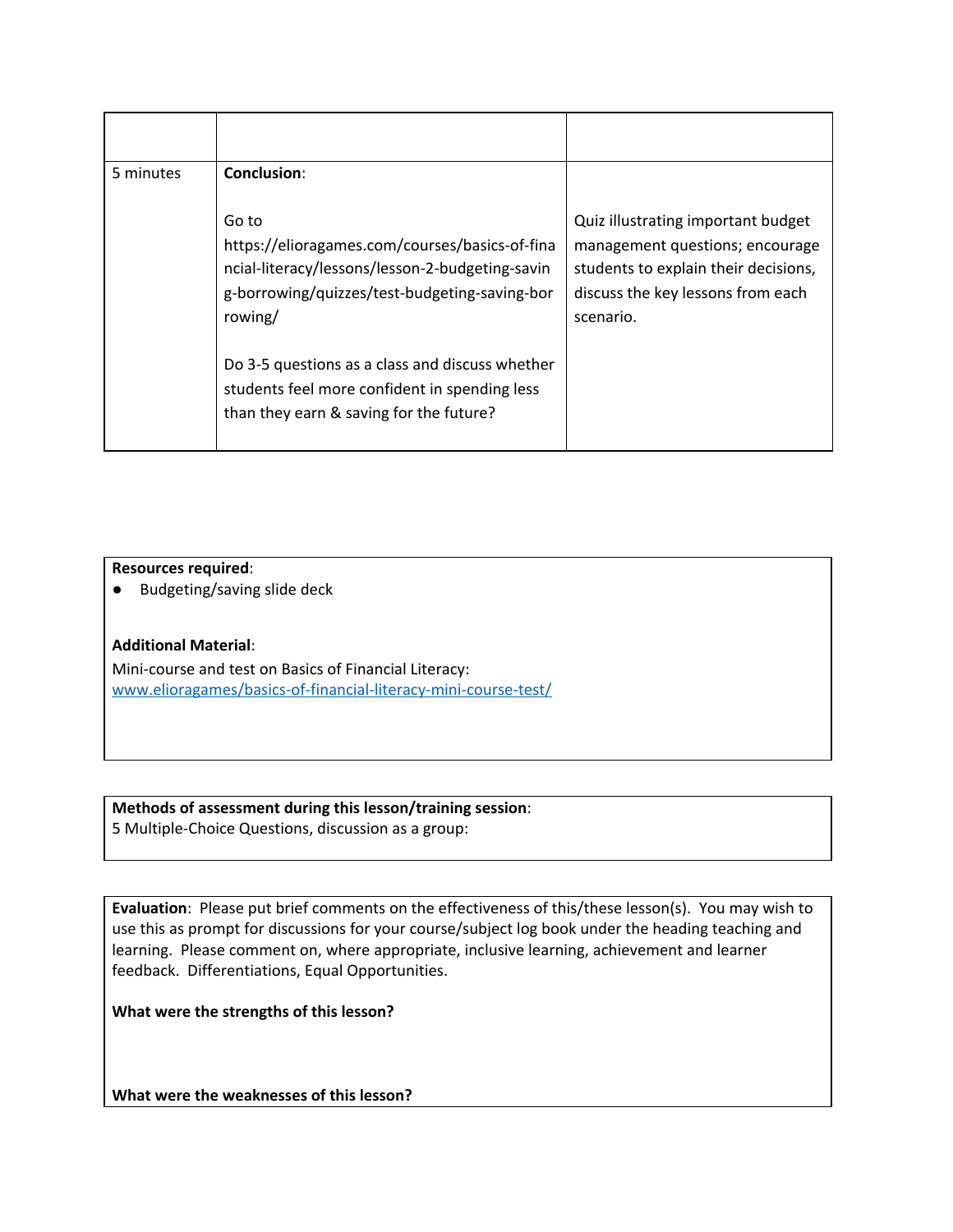| | | |
|---|---|---|
| 5 minutes | **Conclusion**:<br><br>Go to https://elioragames.com/courses/basics-of-financial-literacy/lessons/lesson-2-budgeting-saving-borrowing/quizzes/test-budgeting-saving-borrowing/<br><br>Do 3-5 questions as a class and discuss whether students feel more confident in spending less than they earn & saving for the future? | Quiz illustrating important budget management questions; encourage students to explain their decisions, discuss the key lessons from each scenario. |

**Resources required**:

- Budgeting/saving slide deck

**Additional Material**:

Mini-course and test on Basics of Financial Literacy:
[www.elioragames/basics-of-financial-literacy-mini-course-test/](www.elioragames/basics-of-financial-literacy-mini-course-test/)

**Methods of assessment during this lesson/training session**:
5 Multiple-Choice Questions, discussion as a group:

**Evaluation**: Please put brief comments on the effectiveness of this/these lesson(s). You may wish to use this as prompt for discussions for your course/subject log book under the heading teaching and learning. Please comment on, where appropriate, inclusive learning, achievement and learner feedback. Differentiations, Equal Opportunities.

**What were the strengths of this lesson?**

**What were the weaknesses of this lesson?**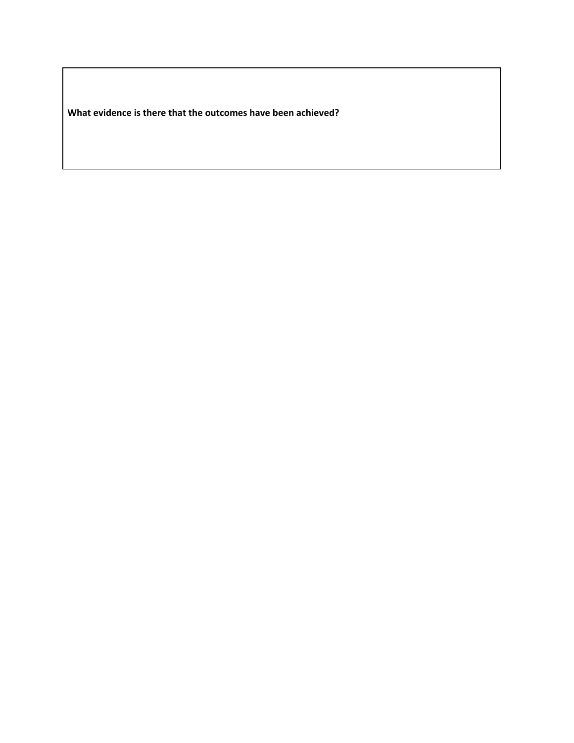| |
|---|
| **What evidence is there that the outcomes have been achieved?** |